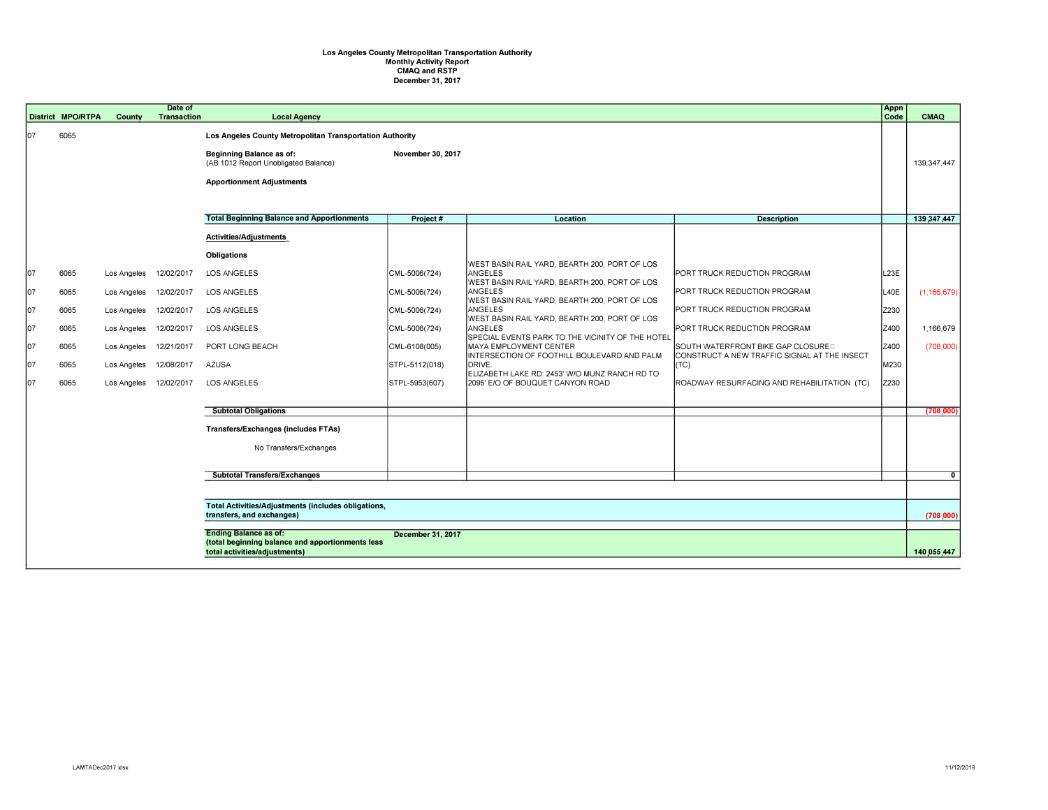**Los Angeles County Metropolitan Transportation Authority**
**Monthly Activity Report**
**CMAQ and RSTP**
**December 31, 2017**

| District | MPO/RTPA | County | Date of Transaction | Local Agency | Project # | Location | Description | Appn Code | CMAQ |
|---|---|---|---|---|---|---|---|---|---|
| 07 | 6065 | | | **Los Angeles County Metropolitan Transportation Authority** | | | | | |
| | | | | **Beginning Balance as of:** (AB 1012 Report Unobligated Balance) | **November 30, 2017** | | | | 139,347,447 |
| | | | | **Apportionment Adjustments** | | | | | |
| | | | | **Total Beginning Balance and Apportionments** | **Project #** | **Location** | **Description** | | **139,347,447** |
| | | | | **Activities/Adjustments** | | | | | |
| | | | | **Obligations** | | | | | |
| 07 | 6065 | Los Angeles | 12/02/2017 | LOS ANGELES | CML-5006(724) | WEST BASIN RAIL YARD, BEARTH 200, PORT OF LOS ANGELES | PORT TRUCK REDUCTION PROGRAM | L23E | |
| 07 | 6065 | Los Angeles | 12/02/2017 | LOS ANGELES | CML-5006(724) | WEST BASIN RAIL YARD, BEARTH 200, PORT OF LOS ANGELES | PORT TRUCK REDUCTION PROGRAM | L40E | (1,166,679) |
| 07 | 6065 | Los Angeles | 12/02/2017 | LOS ANGELES | CML-5006(724) | WEST BASIN RAIL YARD, BEARTH 200, PORT OF LOS ANGELES | PORT TRUCK REDUCTION PROGRAM | Z230 | |
| 07 | 6065 | Los Angeles | 12/02/2017 | LOS ANGELES | CML-5006(724) | WEST BASIN RAIL YARD, BEARTH 200, PORT OF LOS ANGELES | PORT TRUCK REDUCTION PROGRAM | Z400 | 1,166,679 |
| 07 | 6065 | Los Angeles | 12/21/2017 | PORT LONG BEACH | CML-6108(005) | SPECIAL EVENTS PARK TO THE VICINITY OF THE HOTEL MAYA EMPLOYMENT CENTER | SOUTH WATERFRONT BIKE GAP CLOSURE | Z400 | (708,000) |
| 07 | 6065 | Los Angeles | 12/08/2017 | AZUSA | STPL-5112(018) | INTERSECTION OF FOOTHILL BOULEVARD AND PALM DRIVE. | CONSTRUCT A NEW TRAFFIC SIGNAL AT THE INSECT (TC) | M230 | |
| 07 | 6065 | Los Angeles | 12/02/2017 | LOS ANGELES | STPL-5953(607) | ELIZABETH LAKE RD: 2453' W/O MUNZ RANCH RD TO 2095' E/O OF BOUQUET CANYON ROAD | ROADWAY RESURFACING AND REHABILITATION (TC) | Z230 | |
| | | | | **Subtotal Obligations** | | | | | **(708,000)** |
| | | | | **Transfers/Exchanges (includes FTAs)** | | | | | |
| | | | | No Transfers/Exchanges | | | | | |
| | | | | **Subtotal Transfers/Exchanges** | | | | | **0** |
| | | | | **Total Activities/Adjustments (includes obligations, transfers, and exchanges)** | | | | | **(708,000)** |
| | | | | **Ending Balance as of: (total beginning balance and apportionments less total activities/adjustments)** | **December 31, 2017** | | | | **140,055,447** |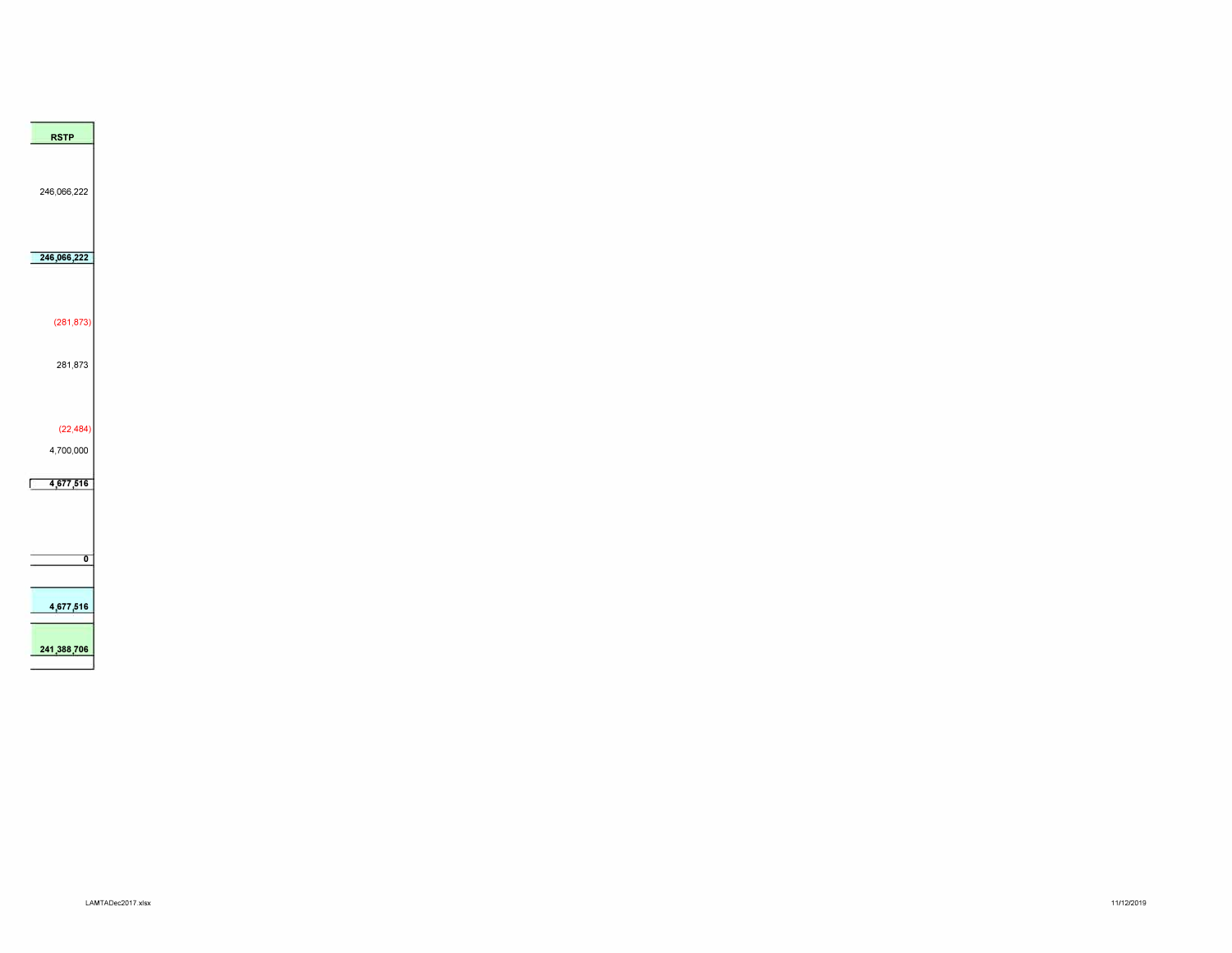| RSTP |
| --- |
| 246,066,222 |
| **246,066,222** |
| (281,873) |
| 281,873 |
| (22,484) |
| 4,700,000 |
| **4,677,516** |
| **0** |
| **4,677,516** |
| **241,388,706** |

LAMTADec2017.xlsx

11/12/2019